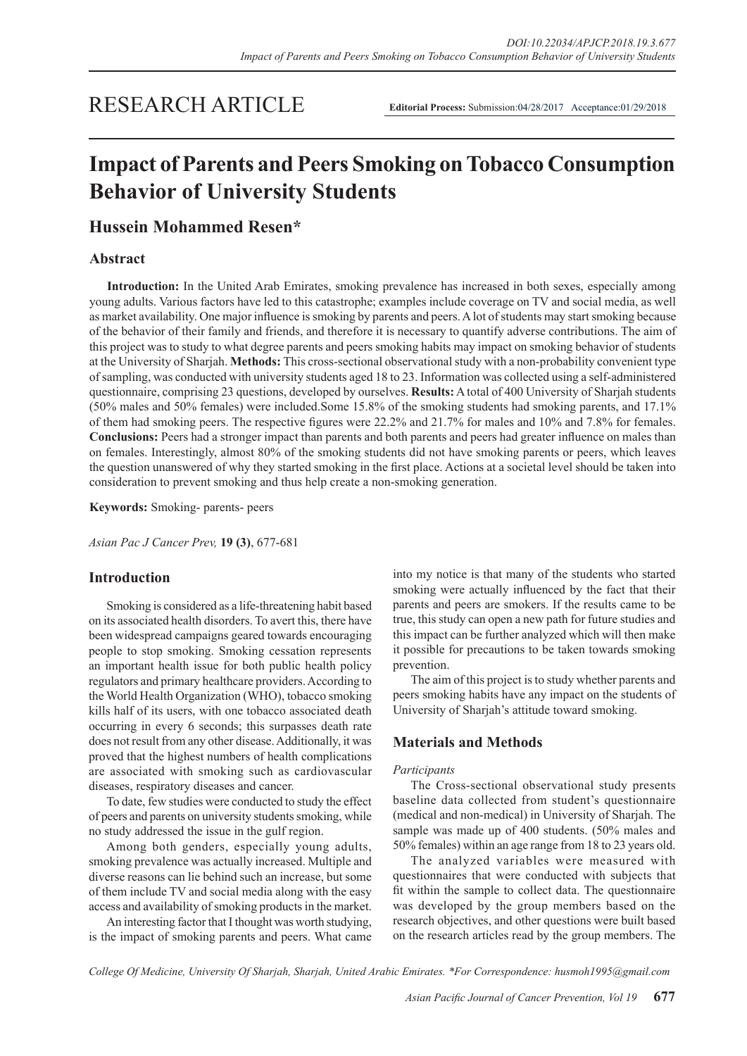RESEARCH ARTICLE

**Editorial Process:** Submission:04/28/2017 Acceptance:01/29/2018

# Impact of Parents and Peers Smoking on Tobacco Consumption Behavior of University Students

## Hussein Mohammed Resen*

### Abstract

**Introduction:** In the United Arab Emirates, smoking prevalence has increased in both sexes, especially among young adults. Various factors have led to this catastrophe; examples include coverage on TV and social media, as well as market availability. One major influence is smoking by parents and peers. A lot of students may start smoking because of the behavior of their family and friends, and therefore it is necessary to quantify adverse contributions. The aim of this project was to study to what degree parents and peers smoking habits may impact on smoking behavior of students at the University of Sharjah. **Methods:** This cross-sectional observational study with a non-probability convenient type of sampling, was conducted with university students aged 18 to 23. Information was collected using a self-administered questionnaire, comprising 23 questions, developed by ourselves. **Results:** A total of 400 University of Sharjah students (50% males and 50% females) were included.Some 15.8% of the smoking students had smoking parents, and 17.1% of them had smoking peers. The respective figures were 22.2% and 21.7% for males and 10% and 7.8% for females. **Conclusions:** Peers had a stronger impact than parents and both parents and peers had greater influence on males than on females. Interestingly, almost 80% of the smoking students did not have smoking parents or peers, which leaves the question unanswered of why they started smoking in the first place. Actions at a societal level should be taken into consideration to prevent smoking and thus help create a non-smoking generation.

**Keywords:** Smoking- parents- peers

*Asian Pac J Cancer Prev,* **19 (3)**, 677-681

### Introduction

Smoking is considered as a life-threatening habit based on its associated health disorders. To avert this, there have been widespread campaigns geared towards encouraging people to stop smoking. Smoking cessation represents an important health issue for both public health policy regulators and primary healthcare providers. According to the World Health Organization (WHO), tobacco smoking kills half of its users, with one tobacco associated death occurring in every 6 seconds; this surpasses death rate does not result from any other disease. Additionally, it was proved that the highest numbers of health complications are associated with smoking such as cardiovascular diseases, respiratory diseases and cancer.

To date, few studies were conducted to study the effect of peers and parents on university students smoking, while no study addressed the issue in the gulf region.

Among both genders, especially young adults, smoking prevalence was actually increased. Multiple and diverse reasons can lie behind such an increase, but some of them include TV and social media along with the easy access and availability of smoking products in the market.

An interesting factor that I thought was worth studying, is the impact of smoking parents and peers. What came into my notice is that many of the students who started smoking were actually influenced by the fact that their parents and peers are smokers. If the results came to be true, this study can open a new path for future studies and this impact can be further analyzed which will then make it possible for precautions to be taken towards smoking prevention.

The aim of this project is to study whether parents and peers smoking habits have any impact on the students of University of Sharjah's attitude toward smoking.

### Materials and Methods

*Participants*

The Cross-sectional observational study presents baseline data collected from student's questionnaire (medical and non-medical) in University of Sharjah. The sample was made up of 400 students. (50% males and 50% females) within an age range from 18 to 23 years old.

The analyzed variables were measured with questionnaires that were conducted with subjects that fit within the sample to collect data. The questionnaire was developed by the group members based on the research objectives, and other questions were built based on the research articles read by the group members. The

*College Of Medicine, University Of Sharjah, Sharjah, United Arabic Emirates. *For Correspondence: husmoh1995@gmail.com*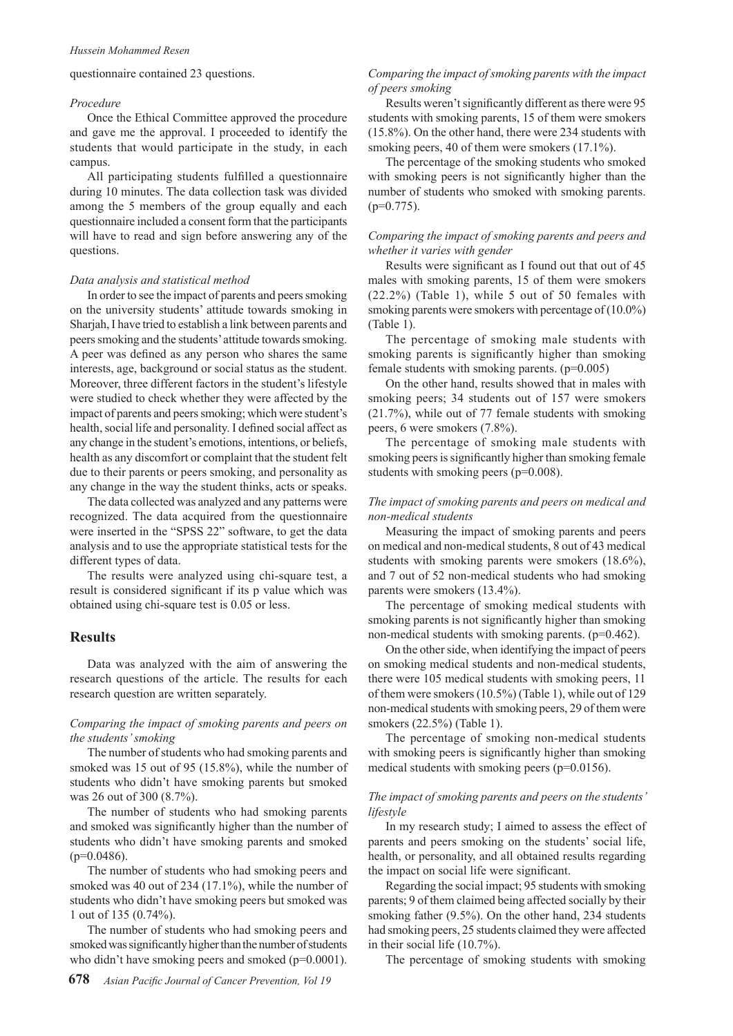questionnaire contained 23 questions.

*Procedure*

Once the Ethical Committee approved the procedure and gave me the approval. I proceeded to identify the students that would participate in the study, in each campus.

All participating students fulfilled a questionnaire during 10 minutes. The data collection task was divided among the 5 members of the group equally and each questionnaire included a consent form that the participants will have to read and sign before answering any of the questions.

*Data analysis and statistical method*

In order to see the impact of parents and peers smoking on the university students' attitude towards smoking in Sharjah, I have tried to establish a link between parents and peers smoking and the students' attitude towards smoking. A peer was defined as any person who shares the same interests, age, background or social status as the student. Moreover, three different factors in the student's lifestyle were studied to check whether they were affected by the impact of parents and peers smoking; which were student's health, social life and personality. I defined social affect as any change in the student's emotions, intentions, or beliefs, health as any discomfort or complaint that the student felt due to their parents or peers smoking, and personality as any change in the way the student thinks, acts or speaks.

The data collected was analyzed and any patterns were recognized. The data acquired from the questionnaire were inserted in the "SPSS 22" software, to get the data analysis and to use the appropriate statistical tests for the different types of data.

The results were analyzed using chi-square test, a result is considered significant if its p value which was obtained using chi-square test is 0.05 or less.

## Results

Data was analyzed with the aim of answering the research questions of the article. The results for each research question are written separately.

*Comparing the impact of smoking parents and peers on the students' smoking*

The number of students who had smoking parents and smoked was 15 out of 95 (15.8%), while the number of students who didn't have smoking parents but smoked was 26 out of 300 (8.7%).

The number of students who had smoking parents and smoked was significantly higher than the number of students who didn't have smoking parents and smoked (p=0.0486).

The number of students who had smoking peers and smoked was 40 out of 234 (17.1%), while the number of students who didn't have smoking peers but smoked was 1 out of 135 (0.74%).

The number of students who had smoking peers and smoked was significantly higher than the number of students who didn't have smoking peers and smoked (p=0.0001).

*Comparing the impact of smoking parents with the impact of peers smoking*

Results weren't significantly different as there were 95 students with smoking parents, 15 of them were smokers (15.8%). On the other hand, there were 234 students with smoking peers, 40 of them were smokers (17.1%).

The percentage of the smoking students who smoked with smoking peers is not significantly higher than the number of students who smoked with smoking parents. (p=0.775).

*Comparing the impact of smoking parents and peers and whether it varies with gender*

Results were significant as I found out that out of 45 males with smoking parents, 15 of them were smokers (22.2%) (Table 1), while 5 out of 50 females with smoking parents were smokers with percentage of (10.0%) (Table 1).

The percentage of smoking male students with smoking parents is significantly higher than smoking female students with smoking parents. (p=0.005)

On the other hand, results showed that in males with smoking peers; 34 students out of 157 were smokers (21.7%), while out of 77 female students with smoking peers, 6 were smokers (7.8%).

The percentage of smoking male students with smoking peers is significantly higher than smoking female students with smoking peers (p=0.008).

*The impact of smoking parents and peers on medical and non-medical students*

Measuring the impact of smoking parents and peers on medical and non-medical students, 8 out of 43 medical students with smoking parents were smokers (18.6%), and 7 out of 52 non-medical students who had smoking parents were smokers (13.4%).

The percentage of smoking medical students with smoking parents is not significantly higher than smoking non-medical students with smoking parents. (p=0.462).

On the other side, when identifying the impact of peers on smoking medical students and non-medical students, there were 105 medical students with smoking peers, 11 of them were smokers (10.5%) (Table 1), while out of 129 non-medical students with smoking peers, 29 of them were smokers (22.5%) (Table 1).

The percentage of smoking non-medical students with smoking peers is significantly higher than smoking medical students with smoking peers (p=0.0156).

*The impact of smoking parents and peers on the students' lifestyle*

In my research study; I aimed to assess the effect of parents and peers smoking on the students' social life, health, or personality, and all obtained results regarding the impact on social life were significant.

Regarding the social impact; 95 students with smoking parents; 9 of them claimed being affected socially by their smoking father (9.5%). On the other hand, 234 students had smoking peers, 25 students claimed they were affected in their social life (10.7%).

The percentage of smoking students with smoking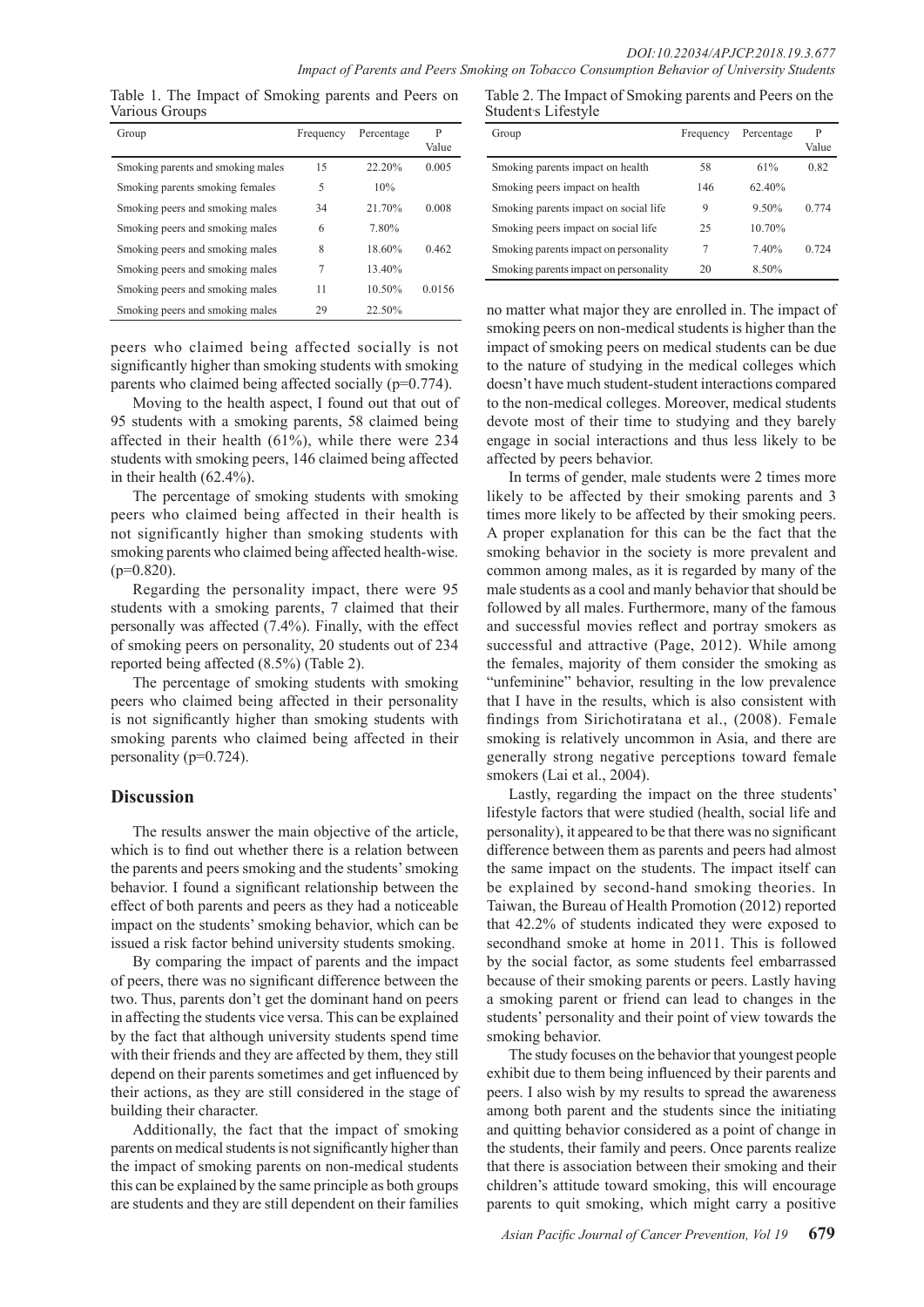Table 1. The Impact of Smoking parents and Peers on Various Groups

| Group | Frequency | Percentage | P Value |
|---|---|---|---|
| Smoking parents and smoking males | 15 | 22.20% | 0.005 |
| Smoking parents smoking females | 5 | 10% | |
| Smoking peers and smoking males | 34 | 21.70% | 0.008 |
| Smoking peers and smoking males | 6 | 7.80% | |
| Smoking peers and smoking males | 8 | 18.60% | 0.462 |
| Smoking peers and smoking males | 7 | 13.40% | |
| Smoking peers and smoking males | 11 | 10.50% | 0.0156 |
| Smoking peers and smoking males | 29 | 22.50% | |

Table 2. The Impact of Smoking parents and Peers on the Student's Lifestyle

| Group | Frequency | Percentage | P Value |
|---|---|---|---|
| Smoking parents impact on health | 58 | 61% | 0.82 |
| Smoking peers impact on health | 146 | 62.40% | |
| Smoking parents impact on social life | 9 | 9.50% | 0.774 |
| Smoking peers impact on social life | 25 | 10.70% | |
| Smoking parents impact on personality | 7 | 7.40% | 0.724 |
| Smoking parents impact on personality | 20 | 8.50% | |

peers who claimed being affected socially is not significantly higher than smoking students with smoking parents who claimed being affected socially (p=0.774).

Moving to the health aspect, I found out that out of 95 students with a smoking parents, 58 claimed being affected in their health (61%), while there were 234 students with smoking peers, 146 claimed being affected in their health (62.4%).

The percentage of smoking students with smoking peers who claimed being affected in their health is not significantly higher than smoking students with smoking parents who claimed being affected health-wise. (p=0.820).

Regarding the personality impact, there were 95 students with a smoking parents, 7 claimed that their personally was affected (7.4%). Finally, with the effect of smoking peers on personality, 20 students out of 234 reported being affected (8.5%) (Table 2).

The percentage of smoking students with smoking peers who claimed being affected in their personality is not significantly higher than smoking students with smoking parents who claimed being affected in their personality (p=0.724).

## Discussion

The results answer the main objective of the article, which is to find out whether there is a relation between the parents and peers smoking and the students' smoking behavior. I found a significant relationship between the effect of both parents and peers as they had a noticeable impact on the students' smoking behavior, which can be issued a risk factor behind university students smoking.

By comparing the impact of parents and the impact of peers, there was no significant difference between the two. Thus, parents don't get the dominant hand on peers in affecting the students vice versa. This can be explained by the fact that although university students spend time with their friends and they are affected by them, they still depend on their parents sometimes and get influenced by their actions, as they are still considered in the stage of building their character.

Additionally, the fact that the impact of smoking parents on medical students is not significantly higher than the impact of smoking parents on non-medical students this can be explained by the same principle as both groups are students and they are still dependent on their families no matter what major they are enrolled in. The impact of smoking peers on non-medical students is higher than the impact of smoking peers on medical students can be due to the nature of studying in the medical colleges which doesn't have much student-student interactions compared to the non-medical colleges. Moreover, medical students devote most of their time to studying and they barely engage in social interactions and thus less likely to be affected by peers behavior.

In terms of gender, male students were 2 times more likely to be affected by their smoking parents and 3 times more likely to be affected by their smoking peers. A proper explanation for this can be the fact that the smoking behavior in the society is more prevalent and common among males, as it is regarded by many of the male students as a cool and manly behavior that should be followed by all males. Furthermore, many of the famous and successful movies reflect and portray smokers as successful and attractive (Page, 2012). While among the females, majority of them consider the smoking as "unfeminine" behavior, resulting in the low prevalence that I have in the results, which is also consistent with findings from Sirichotiratana et al., (2008). Female smoking is relatively uncommon in Asia, and there are generally strong negative perceptions toward female smokers (Lai et al., 2004).

Lastly, regarding the impact on the three students' lifestyle factors that were studied (health, social life and personality), it appeared to be that there was no significant difference between them as parents and peers had almost the same impact on the students. The impact itself can be explained by second-hand smoking theories. In Taiwan, the Bureau of Health Promotion (2012) reported that 42.2% of students indicated they were exposed to secondhand smoke at home in 2011. This is followed by the social factor, as some students feel embarrassed because of their smoking parents or peers. Lastly having a smoking parent or friend can lead to changes in the students' personality and their point of view towards the smoking behavior.

The study focuses on the behavior that youngest people exhibit due to them being influenced by their parents and peers. I also wish by my results to spread the awareness among both parent and the students since the initiating and quitting behavior considered as a point of change in the students, their family and peers. Once parents realize that there is association between their smoking and their children's attitude toward smoking, this will encourage parents to quit smoking, which might carry a positive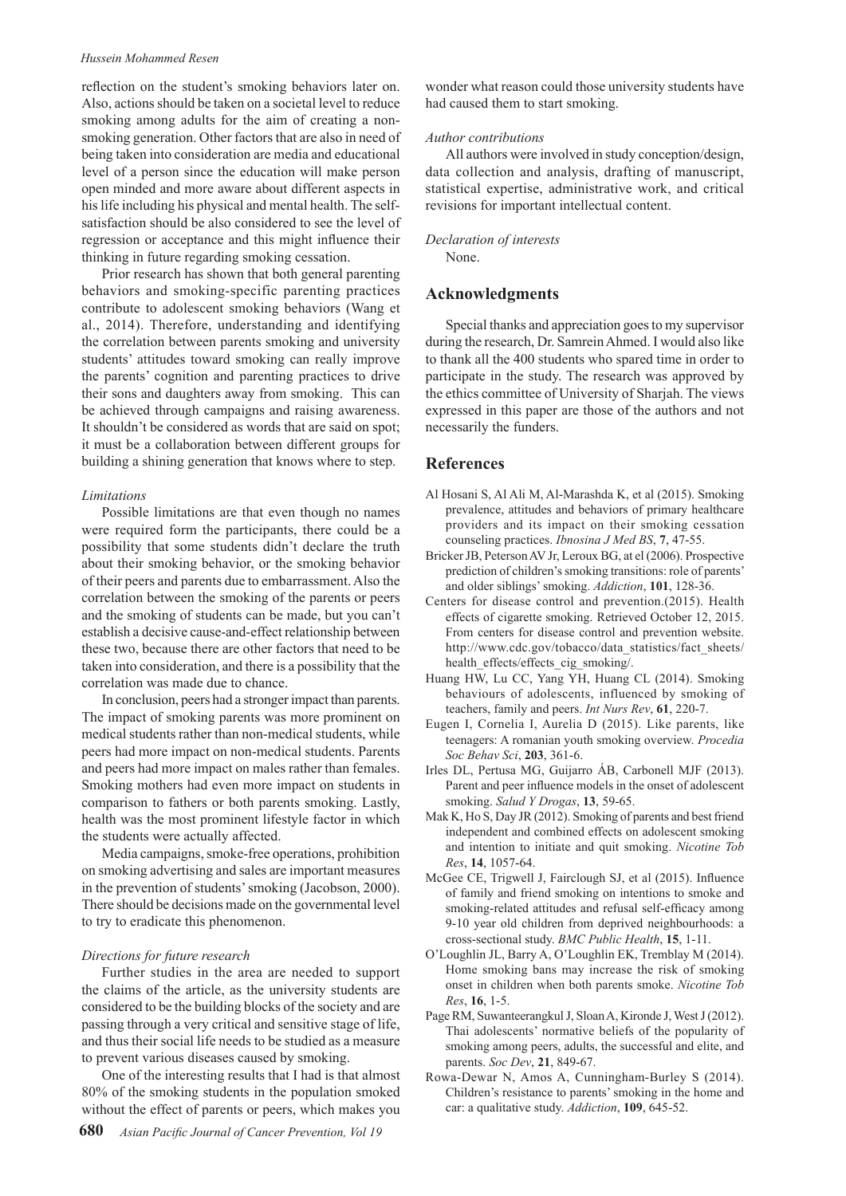reflection on the student's smoking behaviors later on. Also, actions should be taken on a societal level to reduce smoking among adults for the aim of creating a non-smoking generation. Other factors that are also in need of being taken into consideration are media and educational level of a person since the education will make person open minded and more aware about different aspects in his life including his physical and mental health. The self-satisfaction should be also considered to see the level of regression or acceptance and this might influence their thinking in future regarding smoking cessation.

Prior research has shown that both general parenting behaviors and smoking-specific parenting practices contribute to adolescent smoking behaviors (Wang et al., 2014). Therefore, understanding and identifying the correlation between parents smoking and university students' attitudes toward smoking can really improve the parents' cognition and parenting practices to drive their sons and daughters away from smoking. This can be achieved through campaigns and raising awareness. It shouldn't be considered as words that are said on spot; it must be a collaboration between different groups for building a shining generation that knows where to step.

*Limitations*

Possible limitations are that even though no names were required form the participants, there could be a possibility that some students didn't declare the truth about their smoking behavior, or the smoking behavior of their peers and parents due to embarrassment. Also the correlation between the smoking of the parents or peers and the smoking of students can be made, but you can't establish a decisive cause-and-effect relationship between these two, because there are other factors that need to be taken into consideration, and there is a possibility that the correlation was made due to chance.

In conclusion, peers had a stronger impact than parents. The impact of smoking parents was more prominent on medical students rather than non-medical students, while peers had more impact on non-medical students. Parents and peers had more impact on males rather than females. Smoking mothers had even more impact on students in comparison to fathers or both parents smoking. Lastly, health was the most prominent lifestyle factor in which the students were actually affected.

Media campaigns, smoke-free operations, prohibition on smoking advertising and sales are important measures in the prevention of students' smoking (Jacobson, 2000). There should be decisions made on the governmental level to try to eradicate this phenomenon.

*Directions for future research*

Further studies in the area are needed to support the claims of the article, as the university students are considered to be the building blocks of the society and are passing through a very critical and sensitive stage of life, and thus their social life needs to be studied as a measure to prevent various diseases caused by smoking.

One of the interesting results that I had is that almost 80% of the smoking students in the population smoked without the effect of parents or peers, which makes you wonder what reason could those university students have had caused them to start smoking.

*Author contributions*

All authors were involved in study conception/design, data collection and analysis, drafting of manuscript, statistical expertise, administrative work, and critical revisions for important intellectual content.

*Declaration of interests*

None.

## Acknowledgments

Special thanks and appreciation goes to my supervisor during the research, Dr. Samrein Ahmed. I would also like to thank all the 400 students who spared time in order to participate in the study. The research was approved by the ethics committee of University of Sharjah. The views expressed in this paper are those of the authors and not necessarily the funders.

## References

Al Hosani S, Al Ali M, Al-Marashda K, et al (2015). Smoking prevalence, attitudes and behaviors of primary healthcare providers and its impact on their smoking cessation counseling practices. *Ibnosina J Med BS*, **7**, 47-55.

Bricker JB, Peterson AV Jr, Leroux BG, at el (2006). Prospective prediction of children's smoking transitions: role of parents' and older siblings' smoking. *Addiction*, **101**, 128-36.

Centers for disease control and prevention.(2015). Health effects of cigarette smoking. Retrieved October 12, 2015. From centers for disease control and prevention website. http://www.cdc.gov/tobacco/data_statistics/fact_sheets/health_effects/effects_cig_smoking/.

Huang HW, Lu CC, Yang YH, Huang CL (2014). Smoking behaviours of adolescents, influenced by smoking of teachers, family and peers. *Int Nurs Rev*, **61**, 220-7.

Eugen I, Cornelia I, Aurelia D (2015). Like parents, like teenagers: A romanian youth smoking overview. *Procedia Soc Behav Sci*, **203**, 361-6.

Irles DL, Pertusa MG, Guijarro ÁB, Carbonell MJF (2013). Parent and peer influence models in the onset of adolescent smoking. *Salud Y Drogas*, **13**, 59-65.

Mak K, Ho S, Day JR (2012). Smoking of parents and best friend independent and combined effects on adolescent smoking and intention to initiate and quit smoking. *Nicotine Tob Res*, **14**, 1057-64.

McGee CE, Trigwell J, Fairclough SJ, et al (2015). Influence of family and friend smoking on intentions to smoke and smoking-related attitudes and refusal self-efficacy among 9-10 year old children from deprived neighbourhoods: a cross-sectional study. *BMC Public Health*, **15**, 1-11.

O'Loughlin JL, Barry A, O'Loughlin EK, Tremblay M (2014). Home smoking bans may increase the risk of smoking onset in children when both parents smoke. *Nicotine Tob Res*, **16**, 1-5.

Page RM, Suwanteerangkul J, Sloan A, Kironde J, West J (2012). Thai adolescents' normative beliefs of the popularity of smoking among peers, adults, the successful and elite, and parents. *Soc Dev*, **21**, 849-67.

Rowa-Dewar N, Amos A, Cunningham-Burley S (2014). Children's resistance to parents' smoking in the home and car: a qualitative study. *Addiction*, **109**, 645-52.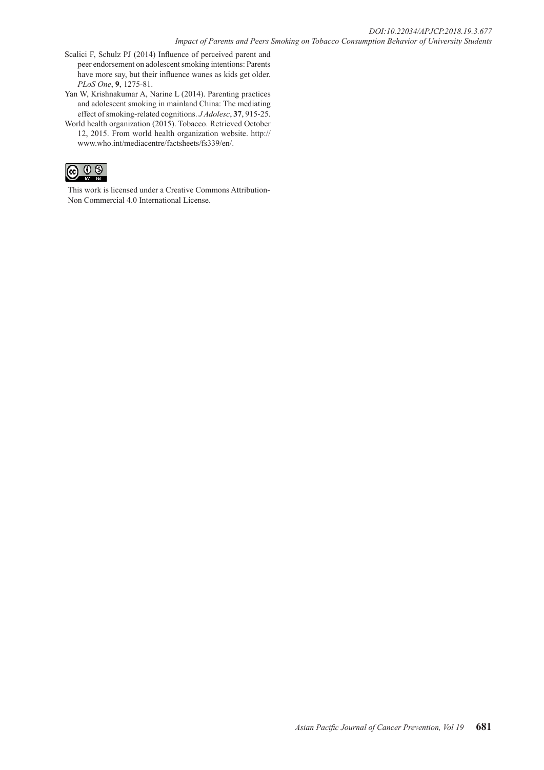Scalici F, Schulz PJ (2014) Influence of perceived parent and peer endorsement on adolescent smoking intentions: Parents have more say, but their influence wanes as kids get older. *PLoS One*, **9**, 1275-81.

Yan W, Krishnakumar A, Narine L (2014). Parenting practices and adolescent smoking in mainland China: The mediating effect of smoking-related cognitions. *J Adolesc*, **37**, 915-25.

World health organization (2015). Tobacco. Retrieved October 12, 2015. From world health organization website. http://www.who.int/mediacentre/factsheets/fs339/en/.

This work is licensed under a Creative Commons Attribution-Non Commercial 4.0 International License.